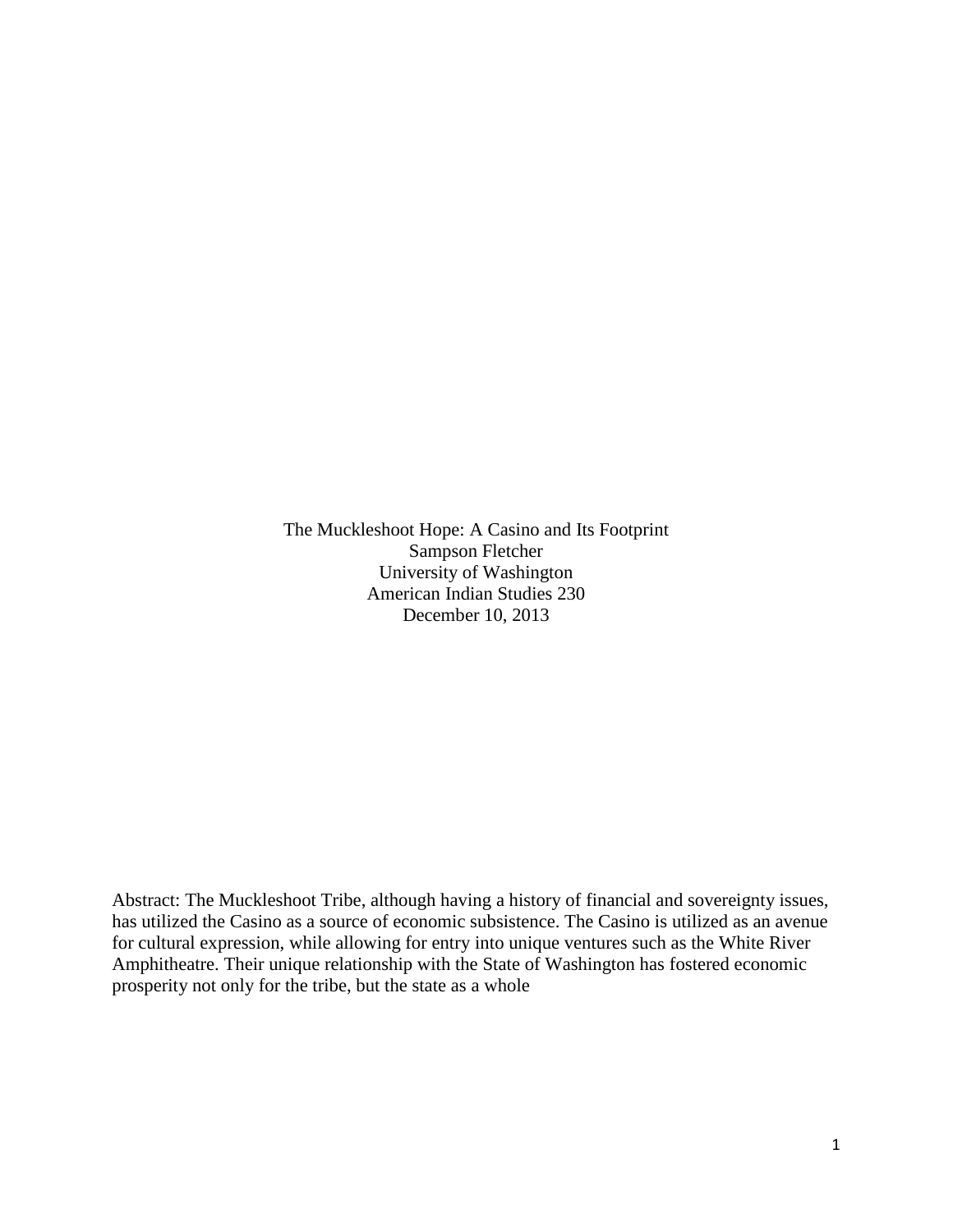# The Muckleshoot Hope: A Casino and Its Footprint

Sampson Fletcher

University of Washington

American Indian Studies 230

December 10, 2013

Abstract: The Muckleshoot Tribe, although having a history of financial and sovereignty issues, has utilized the Casino as a source of economic subsistence. The Casino is utilized as an avenue for cultural expression, while allowing for entry into unique ventures such as the White River Amphitheatre. Their unique relationship with the State of Washington has fostered economic prosperity not only for the tribe, but the state as a whole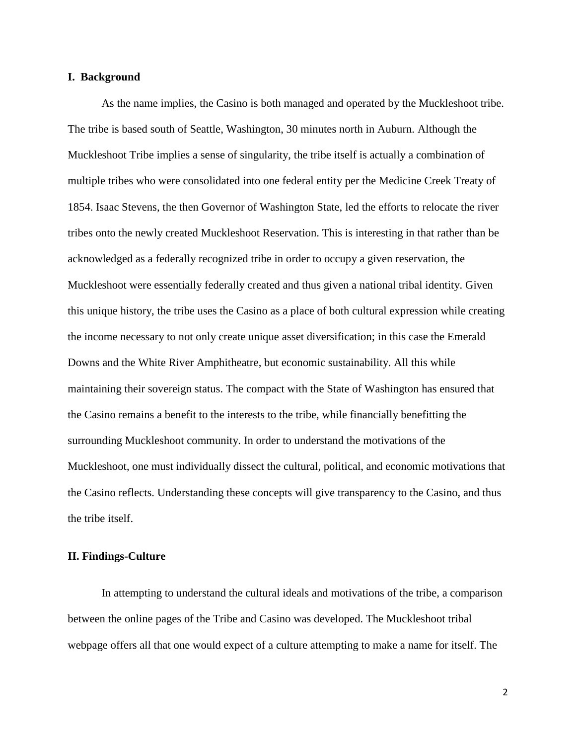## I. Background

As the name implies, the Casino is both managed and operated by the Muckleshoot tribe. The tribe is based south of Seattle, Washington, 30 minutes north in Auburn. Although the Muckleshoot Tribe implies a sense of singularity, the tribe itself is actually a combination of multiple tribes who were consolidated into one federal entity per the Medicine Creek Treaty of 1854. Isaac Stevens, the then Governor of Washington State, led the efforts to relocate the river tribes onto the newly created Muckleshoot Reservation. This is interesting in that rather than be acknowledged as a federally recognized tribe in order to occupy a given reservation, the Muckleshoot were essentially federally created and thus given a national tribal identity. Given this unique history, the tribe uses the Casino as a place of both cultural expression while creating the income necessary to not only create unique asset diversification; in this case the Emerald Downs and the White River Amphitheatre, but economic sustainability. All this while maintaining their sovereign status. The compact with the State of Washington has ensured that the Casino remains a benefit to the interests to the tribe, while financially benefitting the surrounding Muckleshoot community. In order to understand the motivations of the Muckleshoot, one must individually dissect the cultural, political, and economic motivations that the Casino reflects. Understanding these concepts will give transparency to the Casino, and thus the tribe itself.

## II. Findings-Culture

In attempting to understand the cultural ideals and motivations of the tribe, a comparison between the online pages of the Tribe and Casino was developed. The Muckleshoot tribal webpage offers all that one would expect of a culture attempting to make a name for itself. The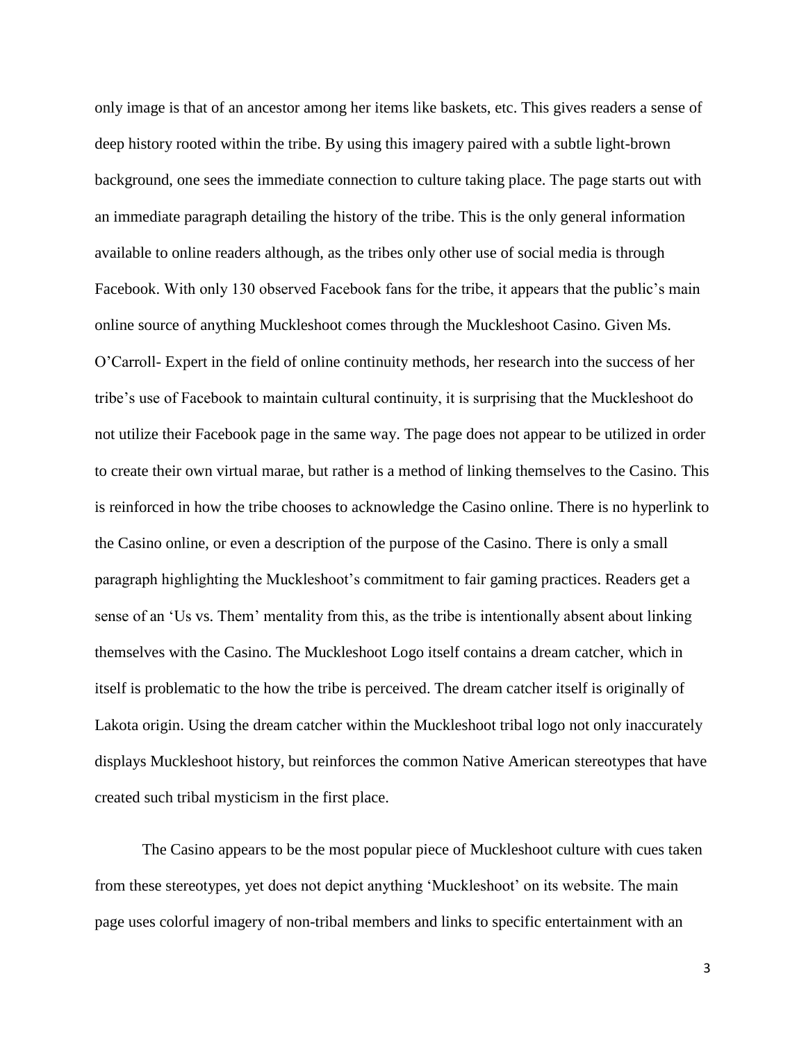only image is that of an ancestor among her items like baskets, etc. This gives readers a sense of deep history rooted within the tribe. By using this imagery paired with a subtle light-brown background, one sees the immediate connection to culture taking place. The page starts out with an immediate paragraph detailing the history of the tribe. This is the only general information available to online readers although, as the tribes only other use of social media is through Facebook. With only 130 observed Facebook fans for the tribe, it appears that the public's main online source of anything Muckleshoot comes through the Muckleshoot Casino. Given Ms. O'Carroll- Expert in the field of online continuity methods, her research into the success of her tribe's use of Facebook to maintain cultural continuity, it is surprising that the Muckleshoot do not utilize their Facebook page in the same way. The page does not appear to be utilized in order to create their own virtual marae, but rather is a method of linking themselves to the Casino. This is reinforced in how the tribe chooses to acknowledge the Casino online. There is no hyperlink to the Casino online, or even a description of the purpose of the Casino. There is only a small paragraph highlighting the Muckleshoot's commitment to fair gaming practices. Readers get a sense of an 'Us vs. Them' mentality from this, as the tribe is intentionally absent about linking themselves with the Casino. The Muckleshoot Logo itself contains a dream catcher, which in itself is problematic to the how the tribe is perceived. The dream catcher itself is originally of Lakota origin. Using the dream catcher within the Muckleshoot tribal logo not only inaccurately displays Muckleshoot history, but reinforces the common Native American stereotypes that have created such tribal mysticism in the first place.

The Casino appears to be the most popular piece of Muckleshoot culture with cues taken from these stereotypes, yet does not depict anything 'Muckleshoot' on its website. The main page uses colorful imagery of non-tribal members and links to specific entertainment with an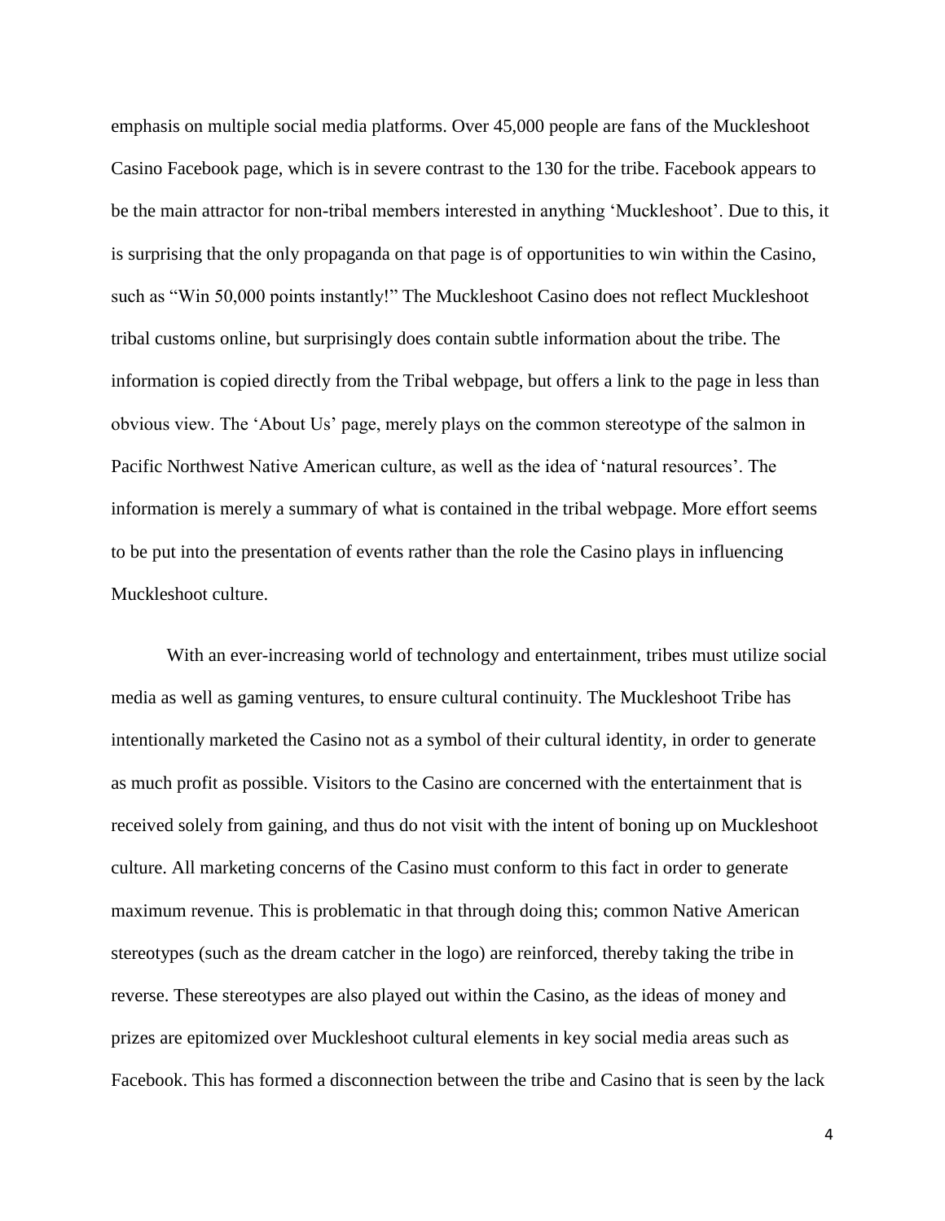emphasis on multiple social media platforms. Over 45,000 people are fans of the Muckleshoot Casino Facebook page, which is in severe contrast to the 130 for the tribe. Facebook appears to be the main attractor for non-tribal members interested in anything 'Muckleshoot'. Due to this, it is surprising that the only propaganda on that page is of opportunities to win within the Casino, such as "Win 50,000 points instantly!" The Muckleshoot Casino does not reflect Muckleshoot tribal customs online, but surprisingly does contain subtle information about the tribe. The information is copied directly from the Tribal webpage, but offers a link to the page in less than obvious view. The 'About Us' page, merely plays on the common stereotype of the salmon in Pacific Northwest Native American culture, as well as the idea of 'natural resources'. The information is merely a summary of what is contained in the tribal webpage. More effort seems to be put into the presentation of events rather than the role the Casino plays in influencing Muckleshoot culture.

With an ever-increasing world of technology and entertainment, tribes must utilize social media as well as gaming ventures, to ensure cultural continuity. The Muckleshoot Tribe has intentionally marketed the Casino not as a symbol of their cultural identity, in order to generate as much profit as possible. Visitors to the Casino are concerned with the entertainment that is received solely from gaining, and thus do not visit with the intent of boning up on Muckleshoot culture. All marketing concerns of the Casino must conform to this fact in order to generate maximum revenue. This is problematic in that through doing this; common Native American stereotypes (such as the dream catcher in the logo) are reinforced, thereby taking the tribe in reverse. These stereotypes are also played out within the Casino, as the ideas of money and prizes are epitomized over Muckleshoot cultural elements in key social media areas such as Facebook. This has formed a disconnection between the tribe and Casino that is seen by the lack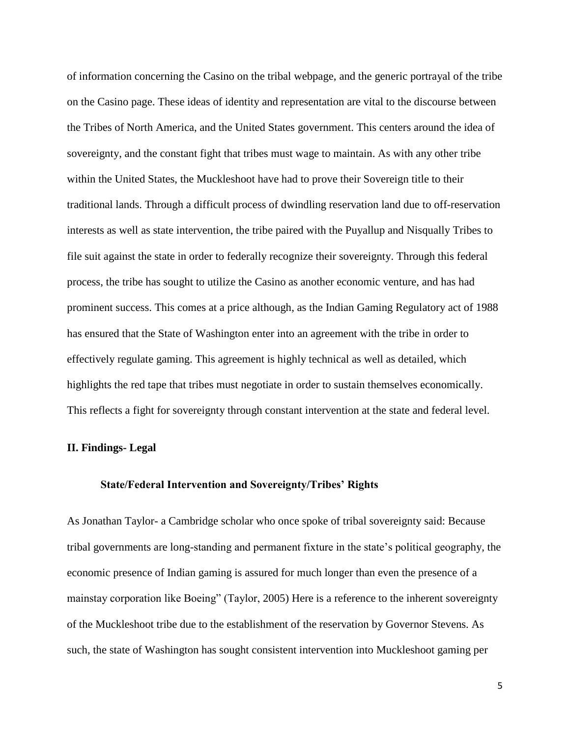of information concerning the Casino on the tribal webpage, and the generic portrayal of the tribe on the Casino page. These ideas of identity and representation are vital to the discourse between the Tribes of North America, and the United States government. This centers around the idea of sovereignty, and the constant fight that tribes must wage to maintain. As with any other tribe within the United States, the Muckleshoot have had to prove their Sovereign title to their traditional lands. Through a difficult process of dwindling reservation land due to off-reservation interests as well as state intervention, the tribe paired with the Puyallup and Nisqually Tribes to file suit against the state in order to federally recognize their sovereignty. Through this federal process, the tribe has sought to utilize the Casino as another economic venture, and has had prominent success. This comes at a price although, as the Indian Gaming Regulatory act of 1988 has ensured that the State of Washington enter into an agreement with the tribe in order to effectively regulate gaming. This agreement is highly technical as well as detailed, which highlights the red tape that tribes must negotiate in order to sustain themselves economically. This reflects a fight for sovereignty through constant intervention at the state and federal level.

## II. Findings- Legal

### State/Federal Intervention and Sovereignty/Tribes' Rights

As Jonathan Taylor- a Cambridge scholar who once spoke of tribal sovereignty said: Because tribal governments are long-standing and permanent fixture in the state's political geography, the economic presence of Indian gaming is assured for much longer than even the presence of a mainstay corporation like Boeing" (Taylor, 2005) Here is a reference to the inherent sovereignty of the Muckleshoot tribe due to the establishment of the reservation by Governor Stevens. As such, the state of Washington has sought consistent intervention into Muckleshoot gaming per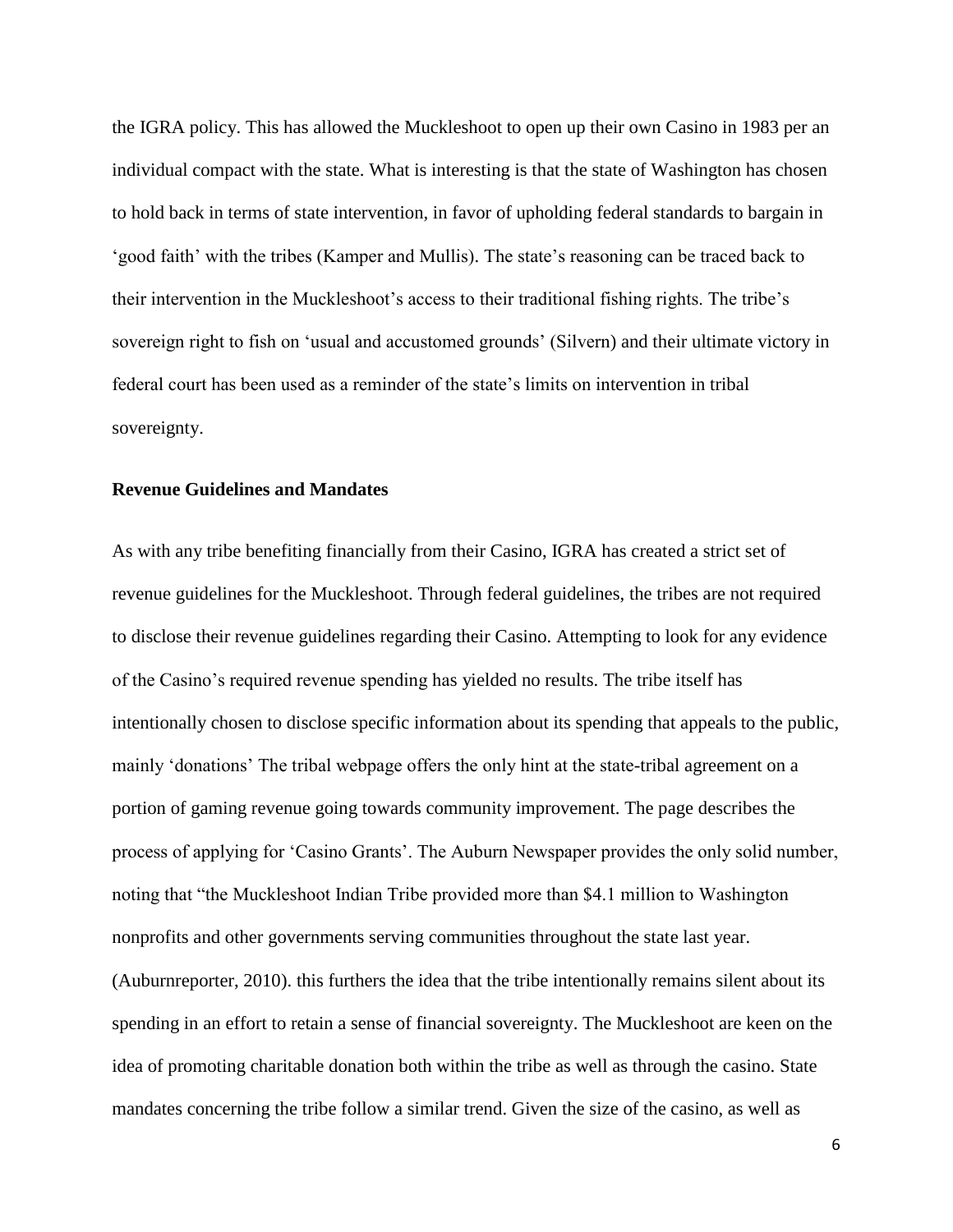the IGRA policy. This has allowed the Muckleshoot to open up their own Casino in 1983 per an individual compact with the state. What is interesting is that the state of Washington has chosen to hold back in terms of state intervention, in favor of upholding federal standards to bargain in 'good faith' with the tribes (Kamper and Mullis). The state's reasoning can be traced back to their intervention in the Muckleshoot's access to their traditional fishing rights. The tribe's sovereign right to fish on 'usual and accustomed grounds' (Silvern) and their ultimate victory in federal court has been used as a reminder of the state's limits on intervention in tribal sovereignty.

**Revenue Guidelines and Mandates**

As with any tribe benefiting financially from their Casino, IGRA has created a strict set of revenue guidelines for the Muckleshoot. Through federal guidelines, the tribes are not required to disclose their revenue guidelines regarding their Casino. Attempting to look for any evidence of the Casino's required revenue spending has yielded no results. The tribe itself has intentionally chosen to disclose specific information about its spending that appeals to the public, mainly 'donations' The tribal webpage offers the only hint at the state-tribal agreement on a portion of gaming revenue going towards community improvement. The page describes the process of applying for 'Casino Grants'. The Auburn Newspaper provides the only solid number, noting that "the Muckleshoot Indian Tribe provided more than $4.1 million to Washington nonprofits and other governments serving communities throughout the state last year. (Auburnreporter, 2010). this furthers the idea that the tribe intentionally remains silent about its spending in an effort to retain a sense of financial sovereignty. The Muckleshoot are keen on the idea of promoting charitable donation both within the tribe as well as through the casino. State mandates concerning the tribe follow a similar trend. Given the size of the casino, as well as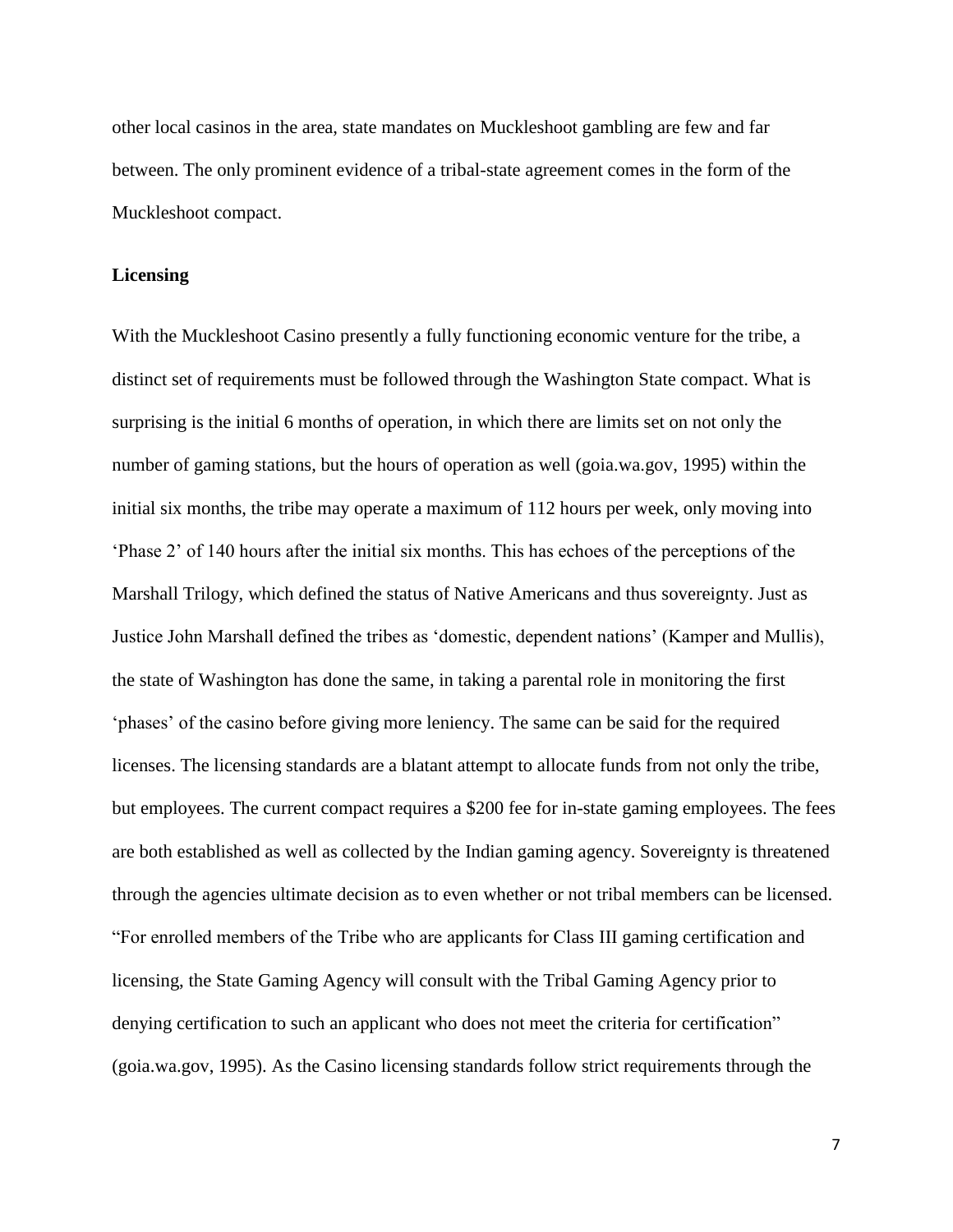other local casinos in the area, state mandates on Muckleshoot gambling are few and far between. The only prominent evidence of a tribal-state agreement comes in the form of the Muckleshoot compact.

**Licensing**

With the Muckleshoot Casino presently a fully functioning economic venture for the tribe, a distinct set of requirements must be followed through the Washington State compact. What is surprising is the initial 6 months of operation, in which there are limits set on not only the number of gaming stations, but the hours of operation as well (goia.wa.gov, 1995) within the initial six months, the tribe may operate a maximum of 112 hours per week, only moving into 'Phase 2' of 140 hours after the initial six months. This has echoes of the perceptions of the Marshall Trilogy, which defined the status of Native Americans and thus sovereignty. Just as Justice John Marshall defined the tribes as 'domestic, dependent nations' (Kamper and Mullis), the state of Washington has done the same, in taking a parental role in monitoring the first 'phases' of the casino before giving more leniency. The same can be said for the required licenses. The licensing standards are a blatant attempt to allocate funds from not only the tribe, but employees. The current compact requires a $200 fee for in-state gaming employees. The fees are both established as well as collected by the Indian gaming agency. Sovereignty is threatened through the agencies ultimate decision as to even whether or not tribal members can be licensed. "For enrolled members of the Tribe who are applicants for Class III gaming certification and licensing, the State Gaming Agency will consult with the Tribal Gaming Agency prior to denying certification to such an applicant who does not meet the criteria for certification" (goia.wa.gov, 1995). As the Casino licensing standards follow strict requirements through the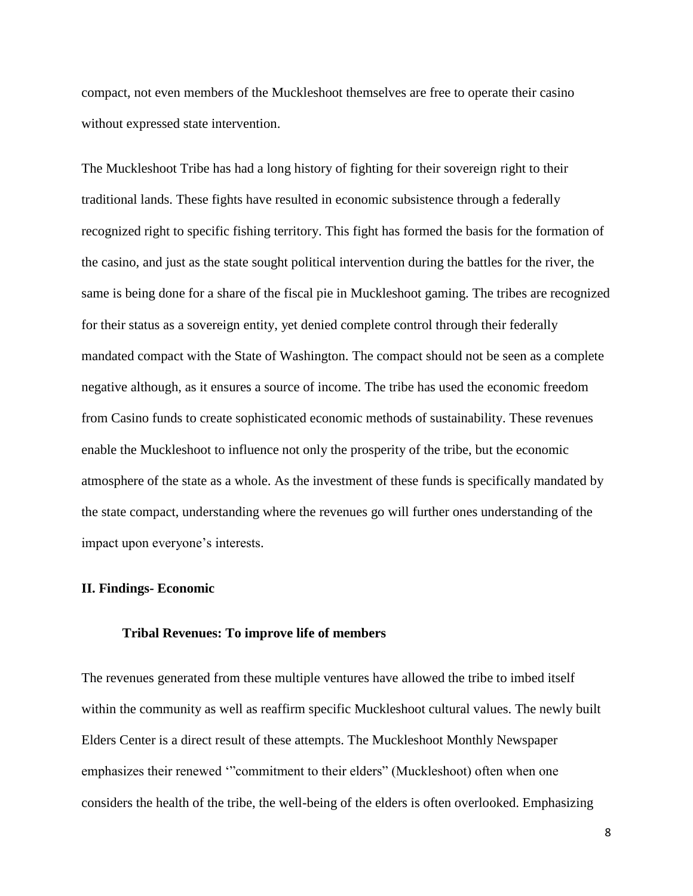compact, not even members of the Muckleshoot themselves are free to operate their casino without expressed state intervention.

The Muckleshoot Tribe has had a long history of fighting for their sovereign right to their traditional lands. These fights have resulted in economic subsistence through a federally recognized right to specific fishing territory. This fight has formed the basis for the formation of the casino, and just as the state sought political intervention during the battles for the river, the same is being done for a share of the fiscal pie in Muckleshoot gaming. The tribes are recognized for their status as a sovereign entity, yet denied complete control through their federally mandated compact with the State of Washington. The compact should not be seen as a complete negative although, as it ensures a source of income. The tribe has used the economic freedom from Casino funds to create sophisticated economic methods of sustainability. These revenues enable the Muckleshoot to influence not only the prosperity of the tribe, but the economic atmosphere of the state as a whole. As the investment of these funds is specifically mandated by the state compact, understanding where the revenues go will further ones understanding of the impact upon everyone's interests.

## II. Findings- Economic

### Tribal Revenues: To improve life of members

The revenues generated from these multiple ventures have allowed the tribe to imbed itself within the community as well as reaffirm specific Muckleshoot cultural values. The newly built Elders Center is a direct result of these attempts. The Muckleshoot Monthly Newspaper emphasizes their renewed '"commitment to their elders" (Muckleshoot) often when one considers the health of the tribe, the well-being of the elders is often overlooked. Emphasizing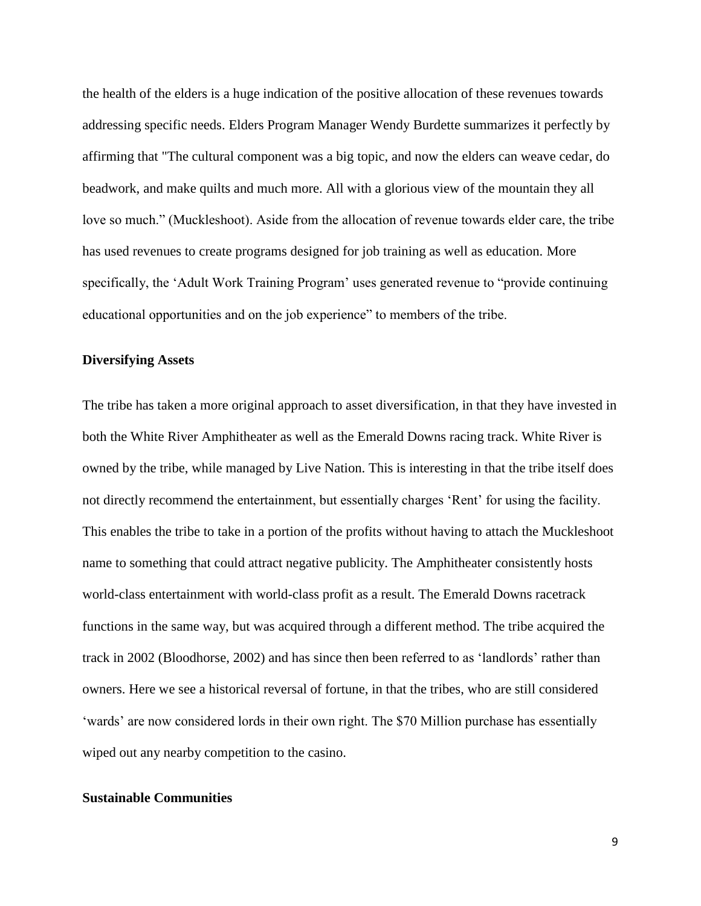the health of the elders is a huge indication of the positive allocation of these revenues towards addressing specific needs. Elders Program Manager Wendy Burdette summarizes it perfectly by affirming that "The cultural component was a big topic, and now the elders can weave cedar, do beadwork, and make quilts and much more. All with a glorious view of the mountain they all love so much." (Muckleshoot). Aside from the allocation of revenue towards elder care, the tribe has used revenues to create programs designed for job training as well as education. More specifically, the 'Adult Work Training Program' uses generated revenue to "provide continuing educational opportunities and on the job experience" to members of the tribe.

**Diversifying Assets**

The tribe has taken a more original approach to asset diversification, in that they have invested in both the White River Amphitheater as well as the Emerald Downs racing track. White River is owned by the tribe, while managed by Live Nation. This is interesting in that the tribe itself does not directly recommend the entertainment, but essentially charges 'Rent' for using the facility. This enables the tribe to take in a portion of the profits without having to attach the Muckleshoot name to something that could attract negative publicity. The Amphitheater consistently hosts world-class entertainment with world-class profit as a result. The Emerald Downs racetrack functions in the same way, but was acquired through a different method. The tribe acquired the track in 2002 (Bloodhorse, 2002) and has since then been referred to as 'landlords' rather than owners. Here we see a historical reversal of fortune, in that the tribes, who are still considered 'wards' are now considered lords in their own right. The $70 Million purchase has essentially wiped out any nearby competition to the casino.

**Sustainable Communities**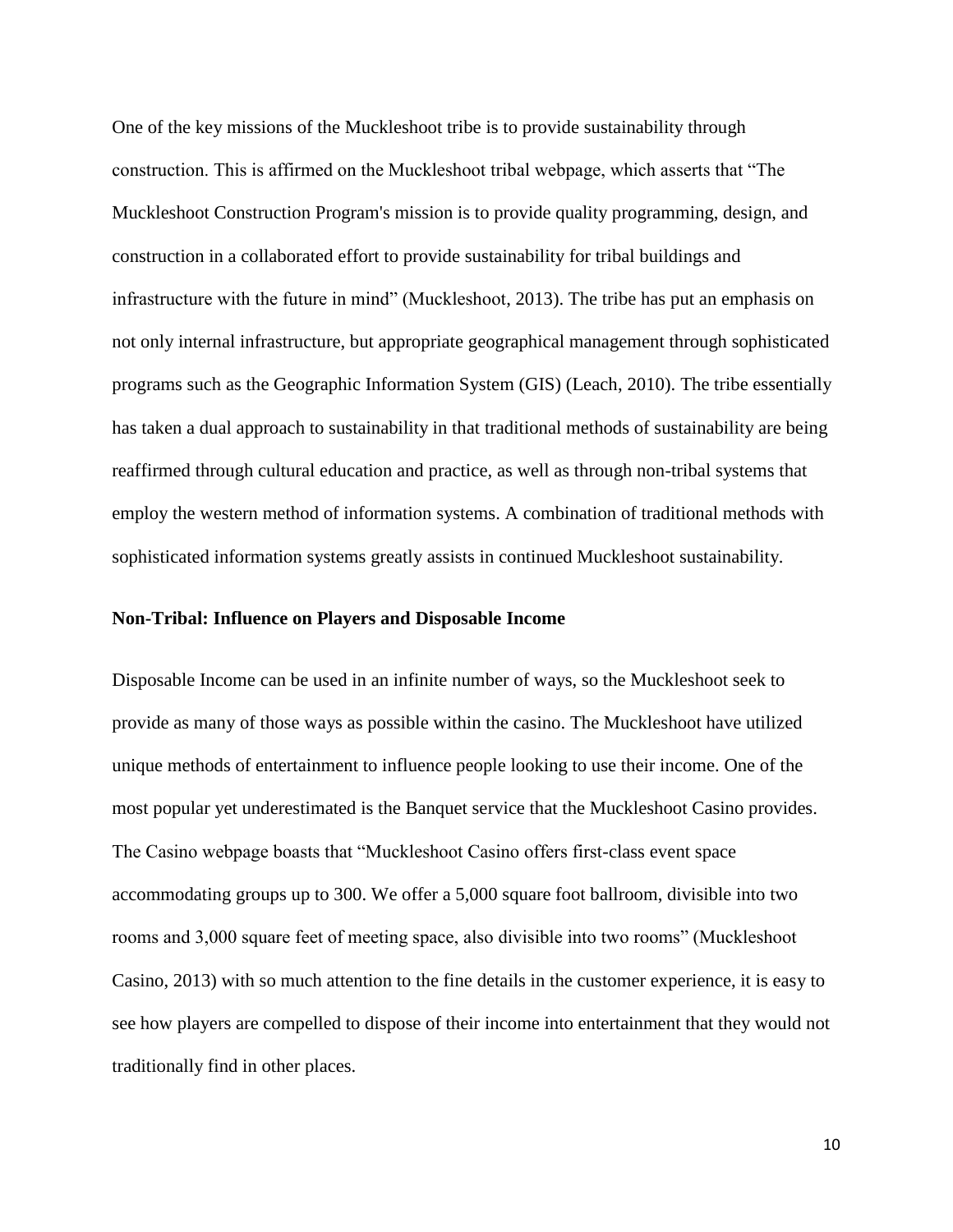One of the key missions of the Muckleshoot tribe is to provide sustainability through construction. This is affirmed on the Muckleshoot tribal webpage, which asserts that "The Muckleshoot Construction Program's mission is to provide quality programming, design, and construction in a collaborated effort to provide sustainability for tribal buildings and infrastructure with the future in mind" (Muckleshoot, 2013). The tribe has put an emphasis on not only internal infrastructure, but appropriate geographical management through sophisticated programs such as the Geographic Information System (GIS) (Leach, 2010). The tribe essentially has taken a dual approach to sustainability in that traditional methods of sustainability are being reaffirmed through cultural education and practice, as well as through non-tribal systems that employ the western method of information systems. A combination of traditional methods with sophisticated information systems greatly assists in continued Muckleshoot sustainability.

**Non-Tribal: Influence on Players and Disposable Income**

Disposable Income can be used in an infinite number of ways, so the Muckleshoot seek to provide as many of those ways as possible within the casino. The Muckleshoot have utilized unique methods of entertainment to influence people looking to use their income. One of the most popular yet underestimated is the Banquet service that the Muckleshoot Casino provides. The Casino webpage boasts that "Muckleshoot Casino offers first-class event space accommodating groups up to 300. We offer a 5,000 square foot ballroom, divisible into two rooms and 3,000 square feet of meeting space, also divisible into two rooms" (Muckleshoot Casino, 2013) with so much attention to the fine details in the customer experience, it is easy to see how players are compelled to dispose of their income into entertainment that they would not traditionally find in other places.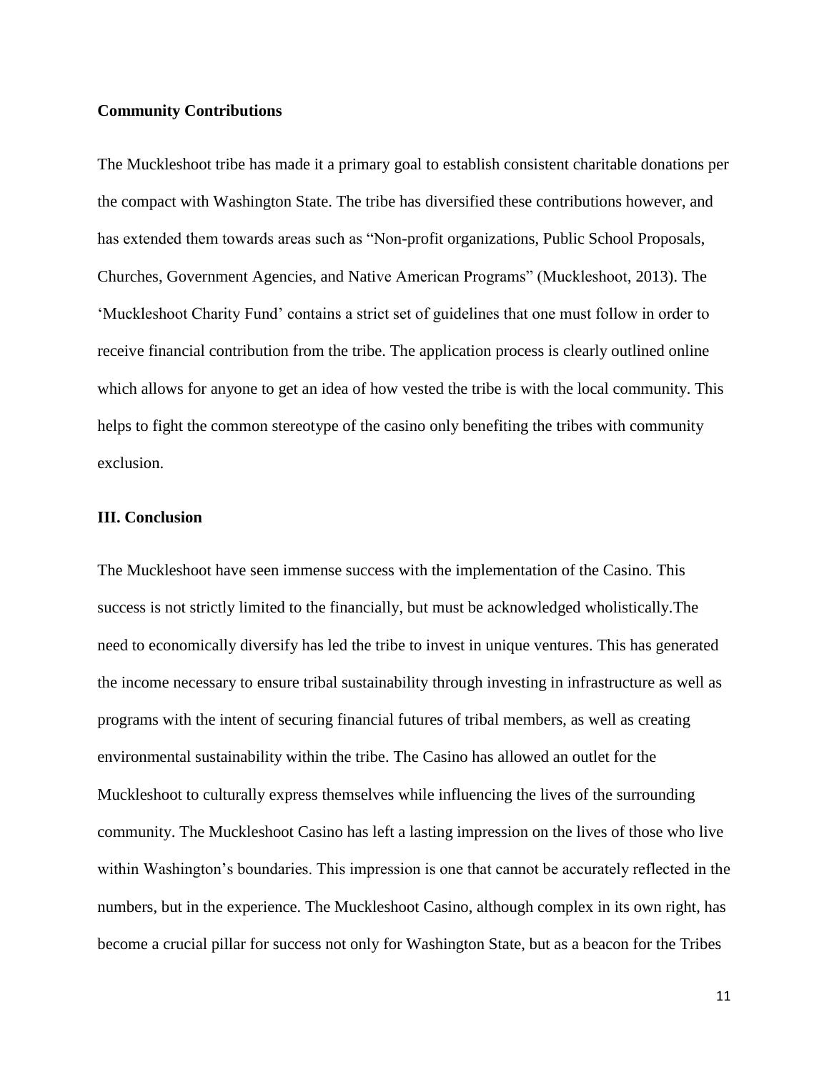**Community Contributions**

The Muckleshoot tribe has made it a primary goal to establish consistent charitable donations per the compact with Washington State. The tribe has diversified these contributions however, and has extended them towards areas such as "Non-profit organizations, Public School Proposals, Churches, Government Agencies, and Native American Programs" (Muckleshoot, 2013). The 'Muckleshoot Charity Fund' contains a strict set of guidelines that one must follow in order to receive financial contribution from the tribe. The application process is clearly outlined online which allows for anyone to get an idea of how vested the tribe is with the local community. This helps to fight the common stereotype of the casino only benefiting the tribes with community exclusion.

**III. Conclusion**

The Muckleshoot have seen immense success with the implementation of the Casino. This success is not strictly limited to the financially, but must be acknowledged wholistically.The need to economically diversify has led the tribe to invest in unique ventures. This has generated the income necessary to ensure tribal sustainability through investing in infrastructure as well as programs with the intent of securing financial futures of tribal members, as well as creating environmental sustainability within the tribe. The Casino has allowed an outlet for the Muckleshoot to culturally express themselves while influencing the lives of the surrounding community. The Muckleshoot Casino has left a lasting impression on the lives of those who live within Washington's boundaries. This impression is one that cannot be accurately reflected in the numbers, but in the experience. The Muckleshoot Casino, although complex in its own right, has become a crucial pillar for success not only for Washington State, but as a beacon for the Tribes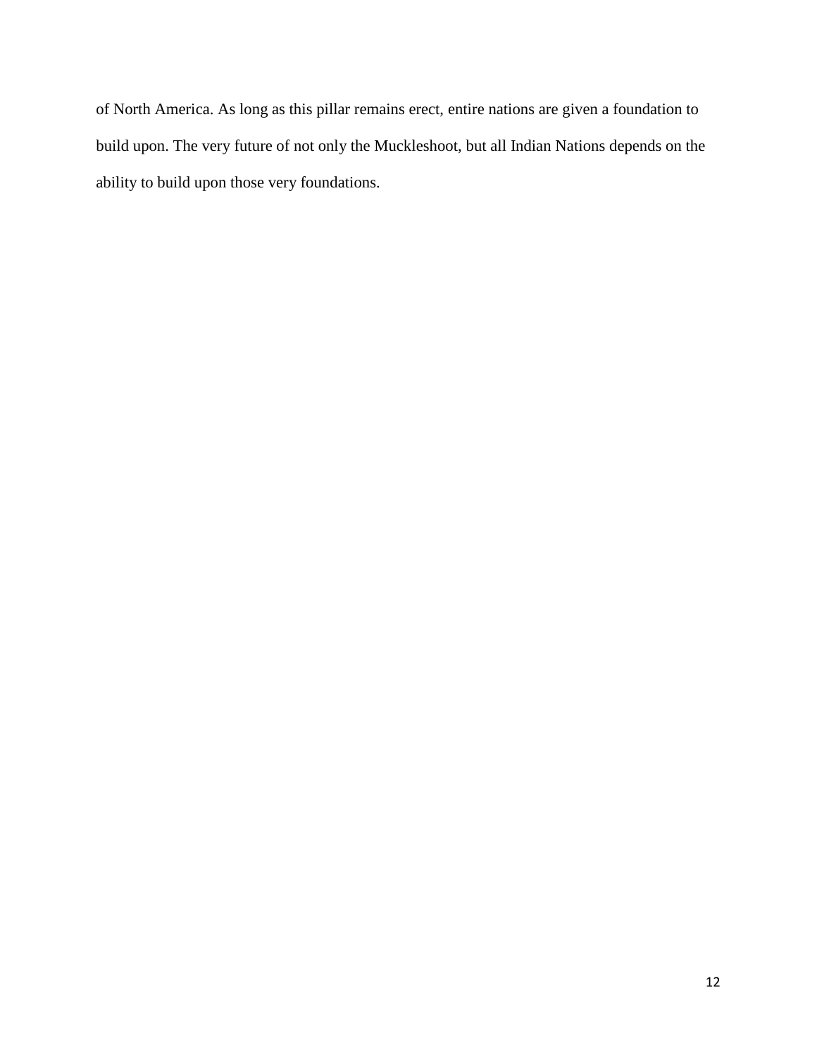of North America. As long as this pillar remains erect, entire nations are given a foundation to build upon. The very future of not only the Muckleshoot, but all Indian Nations depends on the ability to build upon those very foundations.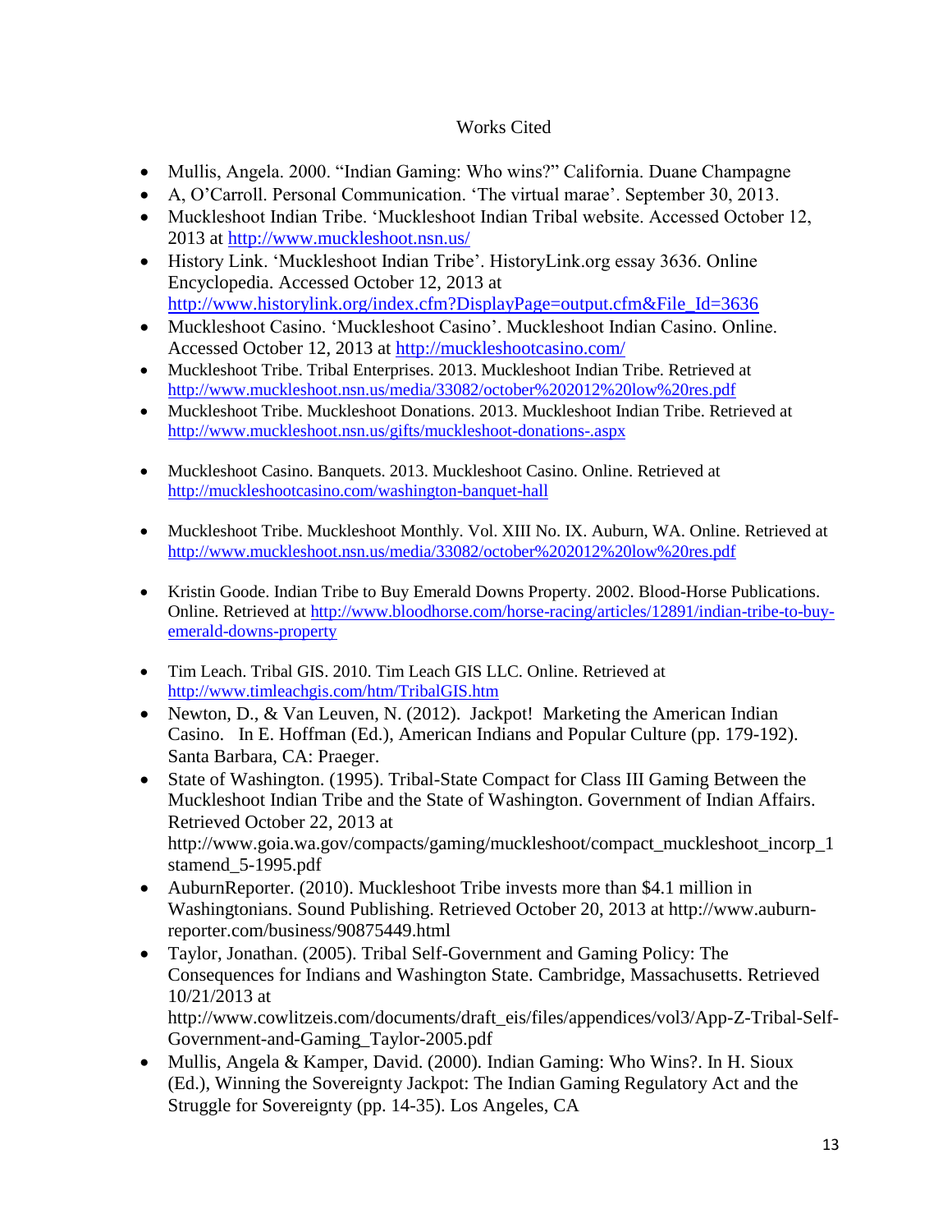# Works Cited

- Mullis, Angela. 2000. "Indian Gaming: Who wins?" California. Duane Champagne
- A, O'Carroll. Personal Communication. 'The virtual marae'. September 30, 2013.
- Muckleshoot Indian Tribe. 'Muckleshoot Indian Tribal website. Accessed October 12, 2013 at http://www.muckleshoot.nsn.us/
- History Link. 'Muckleshoot Indian Tribe'. HistoryLink.org essay 3636. Online Encyclopedia. Accessed October 12, 2013 at http://www.historylink.org/index.cfm?DisplayPage=output.cfm&File_Id=3636
- Muckleshoot Casino. 'Muckleshoot Casino'. Muckleshoot Indian Casino. Online. Accessed October 12, 2013 at http://muckleshootcasino.com/
- Muckleshoot Tribe. Tribal Enterprises. 2013. Muckleshoot Indian Tribe. Retrieved at http://www.muckleshoot.nsn.us/media/33082/october%202012%20low%20res.pdf
- Muckleshoot Tribe. Muckleshoot Donations. 2013. Muckleshoot Indian Tribe. Retrieved at http://www.muckleshoot.nsn.us/gifts/muckleshoot-donations-.aspx
- Muckleshoot Casino. Banquets. 2013. Muckleshoot Casino. Online. Retrieved at http://muckleshootcasino.com/washington-banquet-hall
- Muckleshoot Tribe. Muckleshoot Monthly. Vol. XIII No. IX. Auburn, WA. Online. Retrieved at http://www.muckleshoot.nsn.us/media/33082/october%202012%20low%20res.pdf
- Kristin Goode. Indian Tribe to Buy Emerald Downs Property. 2002. Blood-Horse Publications. Online. Retrieved at http://www.bloodhorse.com/horse-racing/articles/12891/indian-tribe-to-buy-emerald-downs-property
- Tim Leach. Tribal GIS. 2010. Tim Leach GIS LLC. Online. Retrieved at http://www.timleachgis.com/htm/TribalGIS.htm
- Newton, D., & Van Leuven, N. (2012). Jackpot! Marketing the American Indian Casino. In E. Hoffman (Ed.), American Indians and Popular Culture (pp. 179-192). Santa Barbara, CA: Praeger.
- State of Washington. (1995). Tribal-State Compact for Class III Gaming Between the Muckleshoot Indian Tribe and the State of Washington. Government of Indian Affairs. Retrieved October 22, 2013 at http://www.goia.wa.gov/compacts/gaming/muckleshoot/compact_muckleshoot_incorp_1stamend_5-1995.pdf
- AuburnReporter. (2010). Muckleshoot Tribe invests more than $4.1 million in Washingtonians. Sound Publishing. Retrieved October 20, 2013 at http://www.auburn-reporter.com/business/90875449.html
- Taylor, Jonathan. (2005). Tribal Self-Government and Gaming Policy: The Consequences for Indians and Washington State. Cambridge, Massachusetts. Retrieved 10/21/2013 at http://www.cowlitzeis.com/documents/draft_eis/files/appendices/vol3/App-Z-Tribal-Self-Government-and-Gaming_Taylor-2005.pdf
- Mullis, Angela & Kamper, David. (2000). Indian Gaming: Who Wins?. In H. Sioux (Ed.), Winning the Sovereignty Jackpot: The Indian Gaming Regulatory Act and the Struggle for Sovereignty (pp. 14-35). Los Angeles, CA